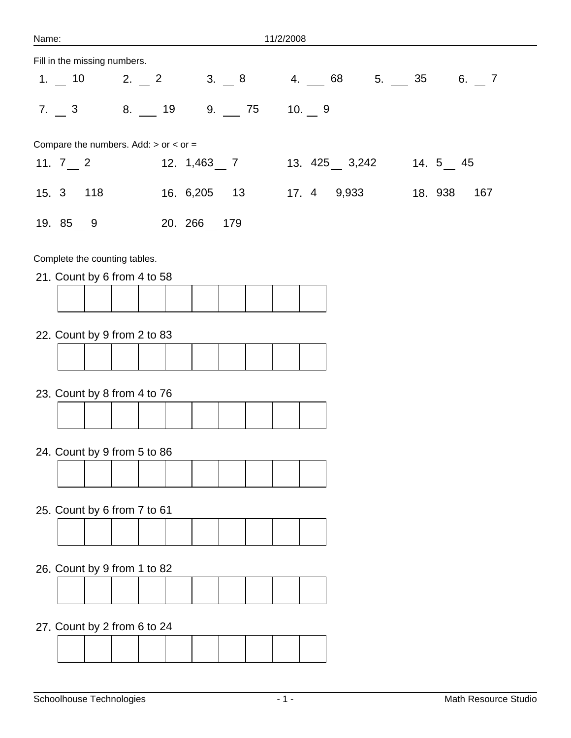Name: 11/2/2008

Fill in the missing numbers.

1. __ 10
2. __ 2
3. __ 8
4. ___ 68
5. ___ 35
6. __ 7
7. __ 3
8. ___ 19
9. ___ 75
10. __ 9

Compare the numbers. Add: > or < or =

11. 7 __ 2
12. 1,463 __ 7
13. 425 __ 3,242
14. 5 __ 45
15. 3 __ 118
16. 6,205 __ 13
17. 4 __ 9,933
18. 938 __ 167
19. 85 __ 9
20. 266 __ 179

Complete the counting tables.

21. Count by 6 from 4 to 58

| | | | | | | | | | |
|---|---|---|---|---|---|---|---|---|---|
| | | | | | | | | | |

22. Count by 9 from 2 to 83

| | | | | | | | | | |
|---|---|---|---|---|---|---|---|---|---|
| | | | | | | | | | |

23. Count by 8 from 4 to 76

| | | | | | | | | | |
|---|---|---|---|---|---|---|---|---|---|
| | | | | | | | | | |

24. Count by 9 from 5 to 86

| | | | | | | | | | |
|---|---|---|---|---|---|---|---|---|---|
| | | | | | | | | | |

25. Count by 6 from 7 to 61

| | | | | | | | | | |
|---|---|---|---|---|---|---|---|---|---|
| | | | | | | | | | |

26. Count by 9 from 1 to 82

| | | | | | | | | | |
|---|---|---|---|---|---|---|---|---|---|
| | | | | | | | | | |

27. Count by 2 from 6 to 24

| | | | | | | | | | |
|---|---|---|---|---|---|---|---|---|---|
| | | | | | | | | | |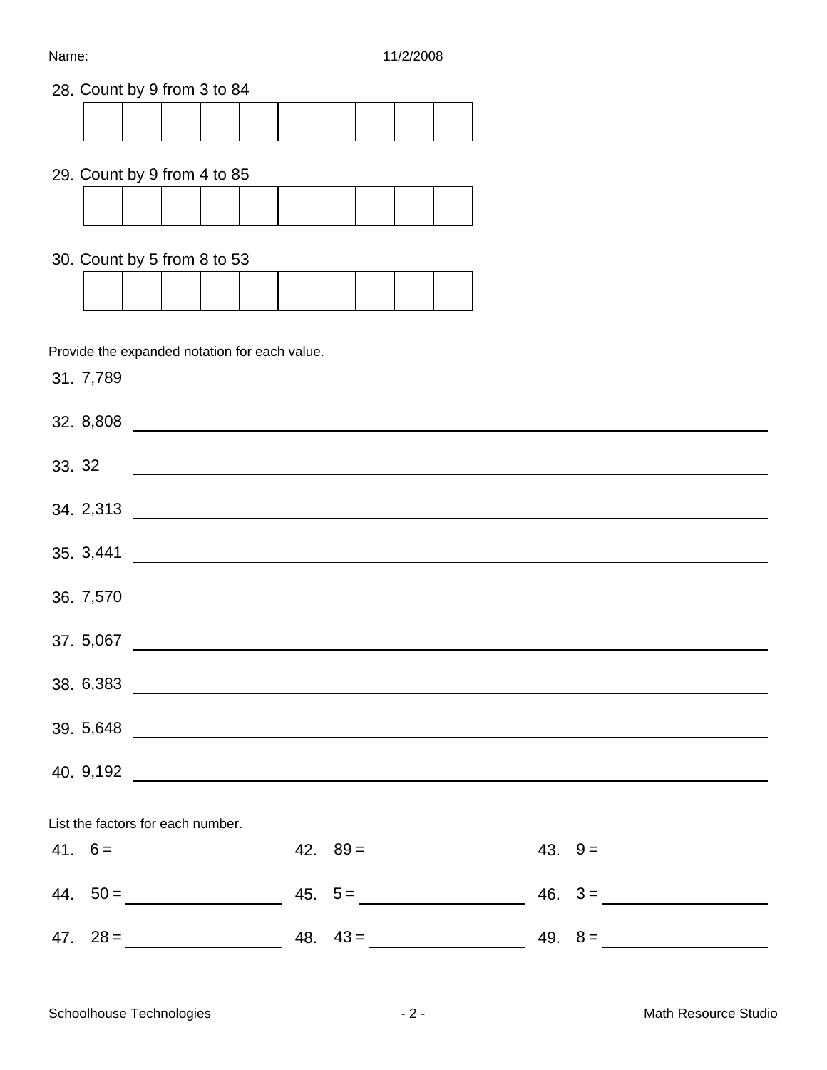Name: 11/2/2008

28. Count by 9 from 3 to 84

| | | | | | | | | | |
|---|---|---|---|---|---|---|---|---|---|
| | | | | | | | | | |

29. Count by 9 from 4 to 85

| | | | | | | | | | |
|---|---|---|---|---|---|---|---|---|---|
| | | | | | | | | | |

30. Count by 5 from 8 to 53

| | | | | | | | | | |
|---|---|---|---|---|---|---|---|---|---|
| | | | | | | | | | |

Provide the expanded notation for each value.

31. 7,789 ______________________________

32. 8,808 ______________________________

33. 32 ______________________________

34. 2,313 ______________________________

35. 3,441 ______________________________

36. 7,570 ______________________________

37. 5,067 ______________________________

38. 6,383 ______________________________

39. 5,648 ______________________________

40. 9,192 ______________________________

List the factors for each number.

41. 6 = ____________ 42. 89 = ____________ 43. 9 = ____________

44. 50 = ____________ 45. 5 = ____________ 46. 3 = ____________

47. 28 = ____________ 48. 43 = ____________ 49. 8 = ____________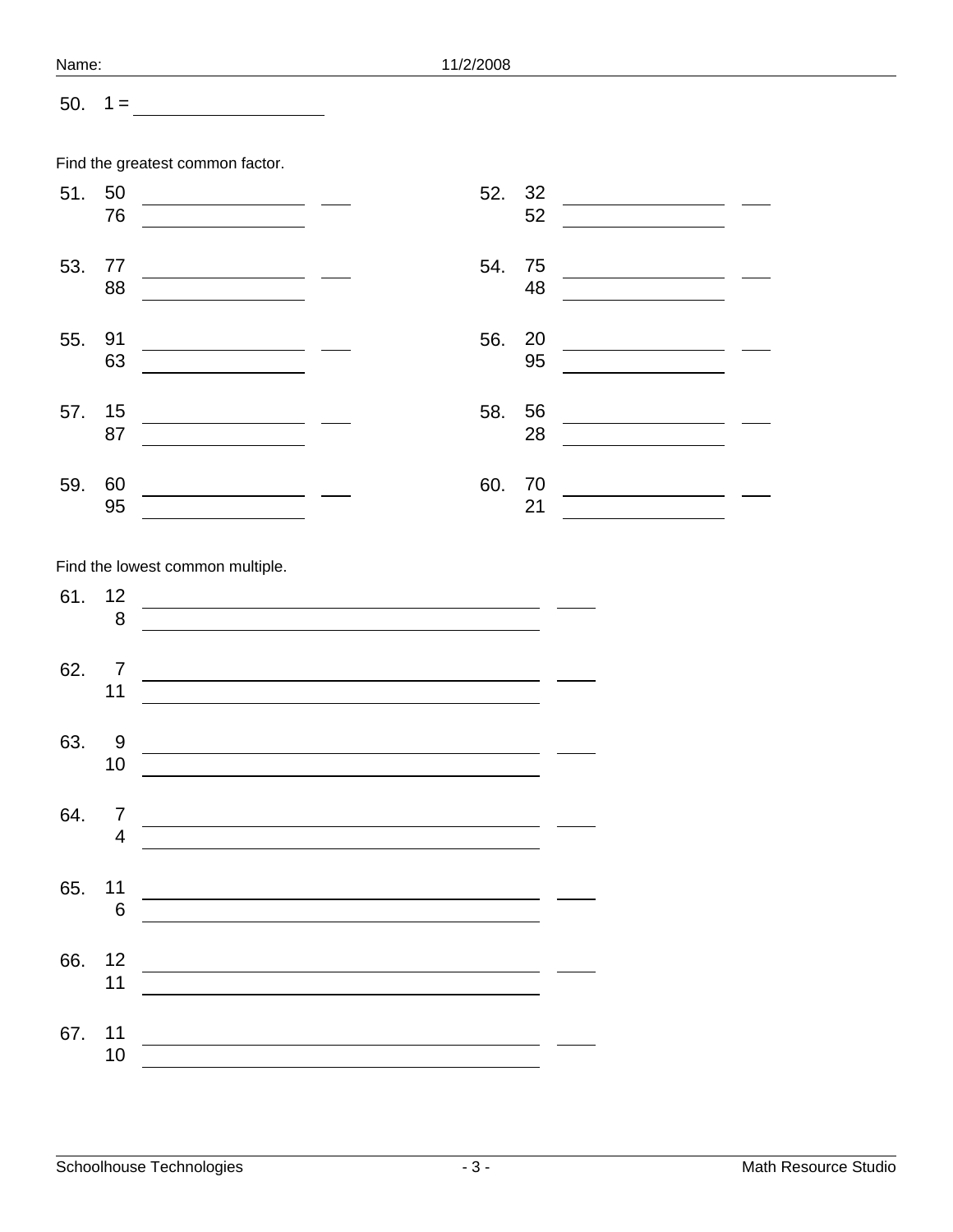50. 1 = \_\_\_\_\_\_\_\_\_\_\_\_\_\_\_\_

Find the greatest common factor.

51. 50, 76 \_\_\_\_\_\_\_\_\_\_\_\_\_\_\_\_ \_\_\_\_

52. 32, 52 \_\_\_\_\_\_\_\_\_\_\_\_\_\_\_\_ \_\_\_\_

53. 77, 88 \_\_\_\_\_\_\_\_\_\_\_\_\_\_\_\_ \_\_\_\_

54. 75, 48 \_\_\_\_\_\_\_\_\_\_\_\_\_\_\_\_ \_\_\_\_

55. 91, 63 \_\_\_\_\_\_\_\_\_\_\_\_\_\_\_\_ \_\_\_\_

56. 20, 95 \_\_\_\_\_\_\_\_\_\_\_\_\_\_\_\_ \_\_\_\_

57. 15, 87 \_\_\_\_\_\_\_\_\_\_\_\_\_\_\_\_ \_\_\_\_

58. 56, 28 \_\_\_\_\_\_\_\_\_\_\_\_\_\_\_\_ \_\_\_\_

59. 60, 95 \_\_\_\_\_\_\_\_\_\_\_\_\_\_\_\_ \_\_\_\_

60. 70, 21 \_\_\_\_\_\_\_\_\_\_\_\_\_\_\_\_ \_\_\_\_

Find the lowest common multiple.

61. 12, 8 \_\_\_\_\_\_\_\_\_\_\_\_\_\_\_\_\_\_\_\_\_\_\_\_\_\_\_\_\_\_\_\_ \_\_\_\_

62. 7, 11 \_\_\_\_\_\_\_\_\_\_\_\_\_\_\_\_\_\_\_\_\_\_\_\_\_\_\_\_\_\_\_\_ \_\_\_\_

63. 9, 10 \_\_\_\_\_\_\_\_\_\_\_\_\_\_\_\_\_\_\_\_\_\_\_\_\_\_\_\_\_\_\_\_ \_\_\_\_

64. 7, 4 \_\_\_\_\_\_\_\_\_\_\_\_\_\_\_\_\_\_\_\_\_\_\_\_\_\_\_\_\_\_\_\_ \_\_\_\_

65. 11, 6 \_\_\_\_\_\_\_\_\_\_\_\_\_\_\_\_\_\_\_\_\_\_\_\_\_\_\_\_\_\_\_\_ \_\_\_\_

66. 12, 11 \_\_\_\_\_\_\_\_\_\_\_\_\_\_\_\_\_\_\_\_\_\_\_\_\_\_\_\_\_\_\_\_ \_\_\_\_

67. 11, 10 \_\_\_\_\_\_\_\_\_\_\_\_\_\_\_\_\_\_\_\_\_\_\_\_\_\_\_\_\_\_\_\_ \_\_\_\_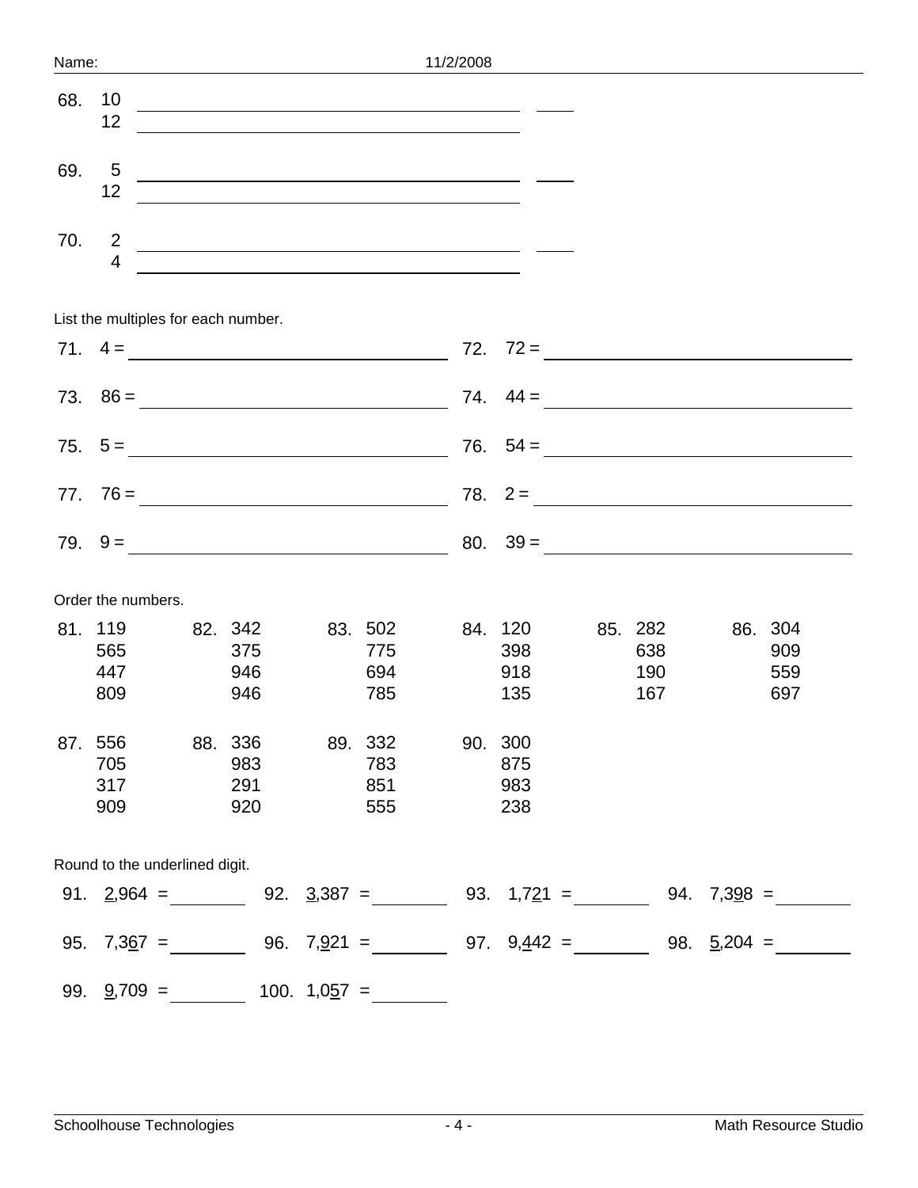Name: 11/2/2008

68. 10
    12 _______________ ____

69. 5
    12 _______________ ____

70. 2
    4 _______________ ____

List the multiples for each number.

71. 4 = _______________ 72. 72 = _______________

73. 86 = _______________ 74. 44 = _______________

75. 5 = _______________ 76. 54 = _______________

77. 76 = _______________ 78. 2 = _______________

79. 9 = _______________ 80. 39 = _______________

Order the numbers.

| 81. | 82. | 83. | 84. | 85. | 86. |
|---|---|---|---|---|---|
| 119 | 342 | 502 | 120 | 282 | 304 |
| 565 | 375 | 775 | 398 | 638 | 909 |
| 447 | 946 | 694 | 918 | 190 | 559 |
| 809 | 946 | 785 | 135 | 167 | 697 |

| 87. | 88. | 89. | 90. |
|---|---|---|---|
| 556 | 336 | 332 | 300 |
| 705 | 983 | 783 | 875 |
| 317 | 291 | 851 | 983 |
| 909 | 920 | 555 | 238 |

Round to the underlined digit.

91. <u>2</u>,964 = ________ 92. <u>3</u>,387 = ________ 93. 1,7<u>2</u>1 = ________ 94. 7,3<u>9</u>8 = ________

95. 7,3<u>6</u>7 = ________ 96. 7,<u>9</u>21 = ________ 97. 9,<u>4</u>42 = ________ 98. <u>5</u>,204 = ________

99. <u>9</u>,709 = ________ 100. 1,0<u>5</u>7 = ________

Schoolhouse Technologies Math Resource Studio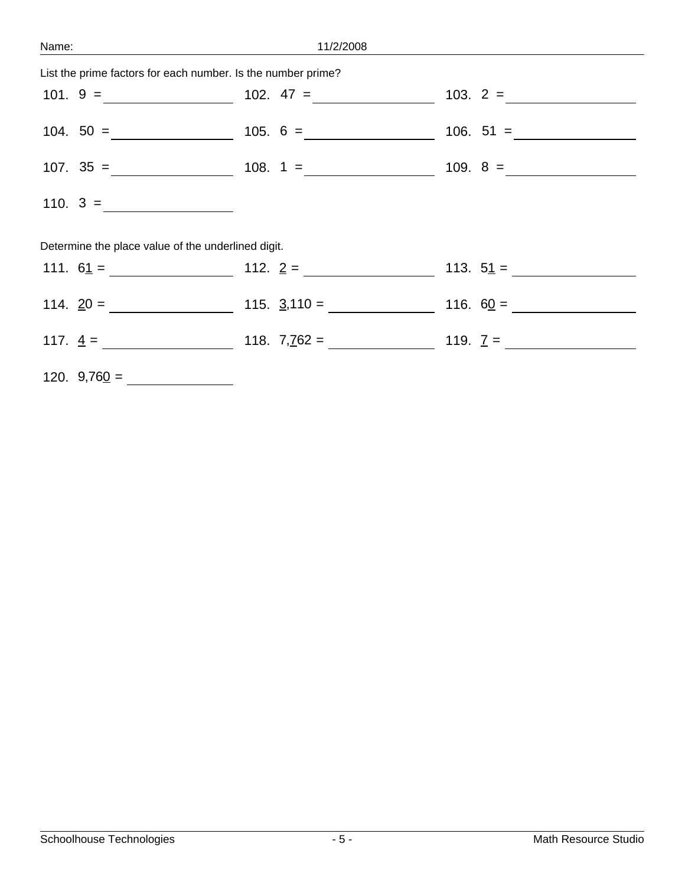Name: 11/2/2008

List the prime factors for each number. Is the number prime?

101. 9 = ____________ 102. 47 = ____________ 103. 2 = ____________

104. 50 = ____________ 105. 6 = ____________ 106. 51 = ____________

107. 35 = ____________ 108. 1 = ____________ 109. 8 = ____________

110. 3 = ____________

Determine the place value of the underlined digit.

111. 6<u>1</u> = ____________ 112. <u>2</u> = ____________ 113. 5<u>1</u> = ____________

114. <u>2</u>0 = ____________ 115. <u>3</u>,110 = ____________ 116. 6<u>0</u> = ____________

117. <u>4</u> = ____________ 118. 7,<u>7</u>62 = ____________ 119. <u>7</u> = ____________

120. 9,76<u>0</u> = ____________